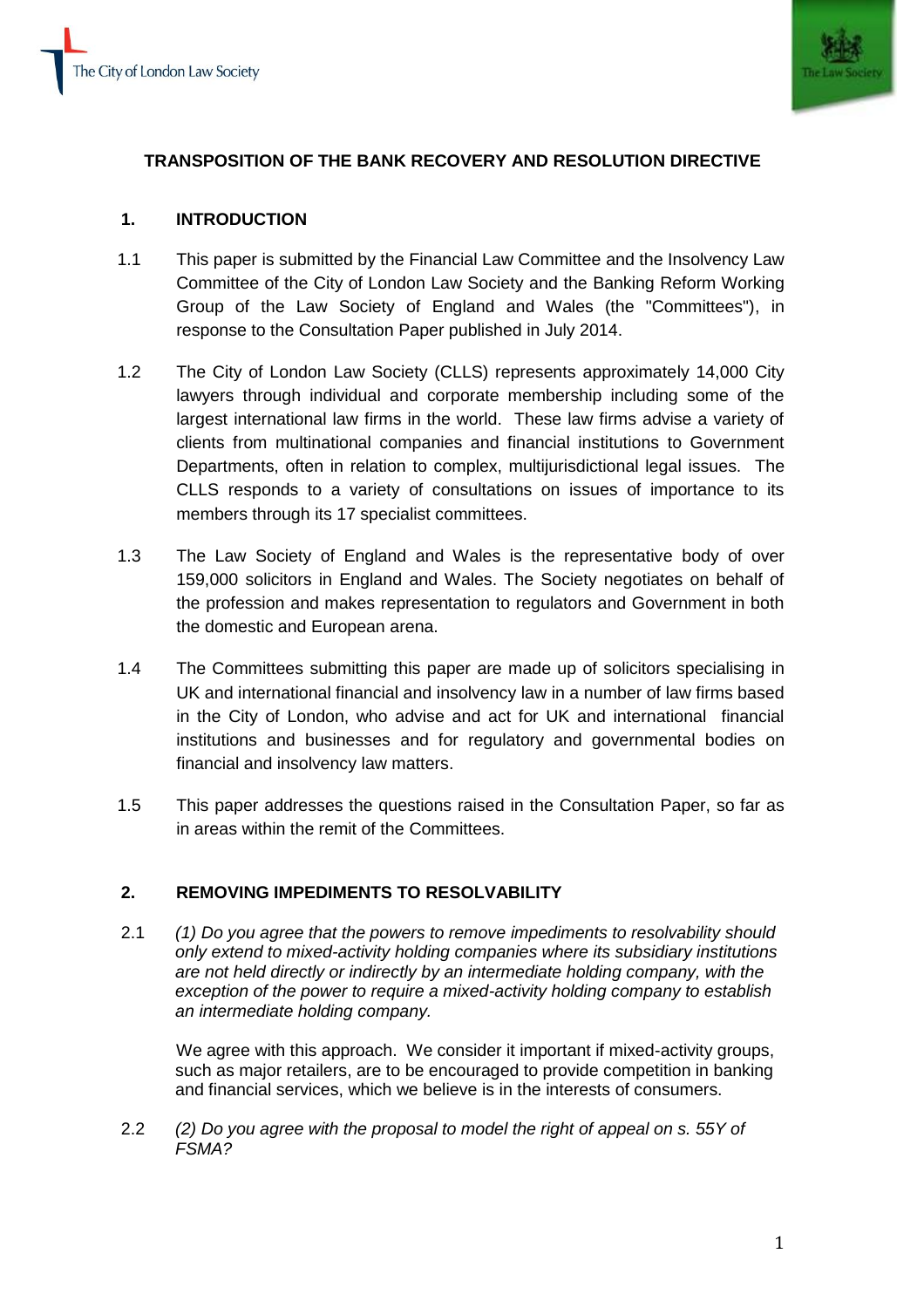The City of London Law Society

The Law Society

# TRANSPOSITION OF THE BANK RECOVERY AND RESOLUTION DIRECTIVE

## 1. INTRODUCTION

1.1 This paper is submitted by the Financial Law Committee and the Insolvency Law Committee of the City of London Law Society and the Banking Reform Working Group of the Law Society of England and Wales (the "Committees"), in response to the Consultation Paper published in July 2014.

1.2 The City of London Law Society (CLLS) represents approximately 14,000 City lawyers through individual and corporate membership including some of the largest international law firms in the world. These law firms advise a variety of clients from multinational companies and financial institutions to Government Departments, often in relation to complex, multijurisdictional legal issues. The CLLS responds to a variety of consultations on issues of importance to its members through its 17 specialist committees.

1.3 The Law Society of England and Wales is the representative body of over 159,000 solicitors in England and Wales. The Society negotiates on behalf of the profession and makes representation to regulators and Government in both the domestic and European arena.

1.4 The Committees submitting this paper are made up of solicitors specialising in UK and international financial and insolvency law in a number of law firms based in the City of London, who advise and act for UK and international financial institutions and businesses and for regulatory and governmental bodies on financial and insolvency law matters.

1.5 This paper addresses the questions raised in the Consultation Paper, so far as in areas within the remit of the Committees.

## 2. REMOVING IMPEDIMENTS TO RESOLVABILITY

2.1 *(1) Do you agree that the powers to remove impediments to resolvability should only extend to mixed-activity holding companies where its subsidiary institutions are not held directly or indirectly by an intermediate holding company, with the exception of the power to require a mixed-activity holding company to establish an intermediate holding company.*

We agree with this approach. We consider it important if mixed-activity groups, such as major retailers, are to be encouraged to provide competition in banking and financial services, which we believe is in the interests of consumers.

2.2 *(2) Do you agree with the proposal to model the right of appeal on s. 55Y of FSMA?*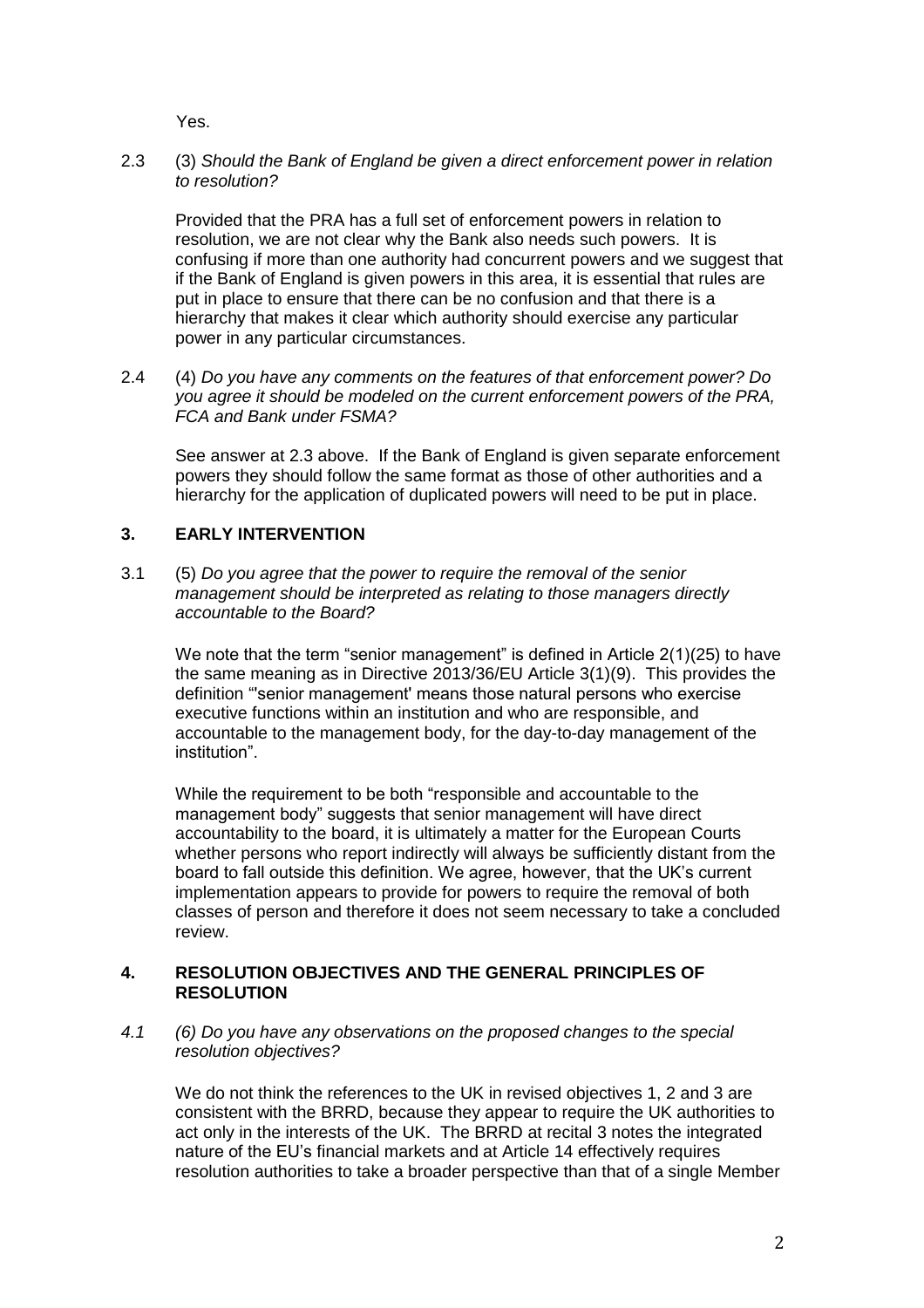Yes.

2.3 (3) *Should the Bank of England be given a direct enforcement power in relation to resolution?*

Provided that the PRA has a full set of enforcement powers in relation to resolution, we are not clear why the Bank also needs such powers. It is confusing if more than one authority had concurrent powers and we suggest that if the Bank of England is given powers in this area, it is essential that rules are put in place to ensure that there can be no confusion and that there is a hierarchy that makes it clear which authority should exercise any particular power in any particular circumstances.

2.4 (4) *Do you have any comments on the features of that enforcement power? Do you agree it should be modeled on the current enforcement powers of the PRA, FCA and Bank under FSMA?*

See answer at 2.3 above. If the Bank of England is given separate enforcement powers they should follow the same format as those of other authorities and a hierarchy for the application of duplicated powers will need to be put in place.

## 3. EARLY INTERVENTION

3.1 (5) *Do you agree that the power to require the removal of the senior management should be interpreted as relating to those managers directly accountable to the Board?*

We note that the term "senior management" is defined in Article 2(1)(25) to have the same meaning as in Directive 2013/36/EU Article 3(1)(9). This provides the definition "'senior management' means those natural persons who exercise executive functions within an institution and who are responsible, and accountable to the management body, for the day-to-day management of the institution".

While the requirement to be both "responsible and accountable to the management body" suggests that senior management will have direct accountability to the board, it is ultimately a matter for the European Courts whether persons who report indirectly will always be sufficiently distant from the board to fall outside this definition. We agree, however, that the UK's current implementation appears to provide for powers to require the removal of both classes of person and therefore it does not seem necessary to take a concluded review.

## 4. RESOLUTION OBJECTIVES AND THE GENERAL PRINCIPLES OF RESOLUTION

*4.1 (6) Do you have any observations on the proposed changes to the special resolution objectives?*

We do not think the references to the UK in revised objectives 1, 2 and 3 are consistent with the BRRD, because they appear to require the UK authorities to act only in the interests of the UK. The BRRD at recital 3 notes the integrated nature of the EU's financial markets and at Article 14 effectively requires resolution authorities to take a broader perspective than that of a single Member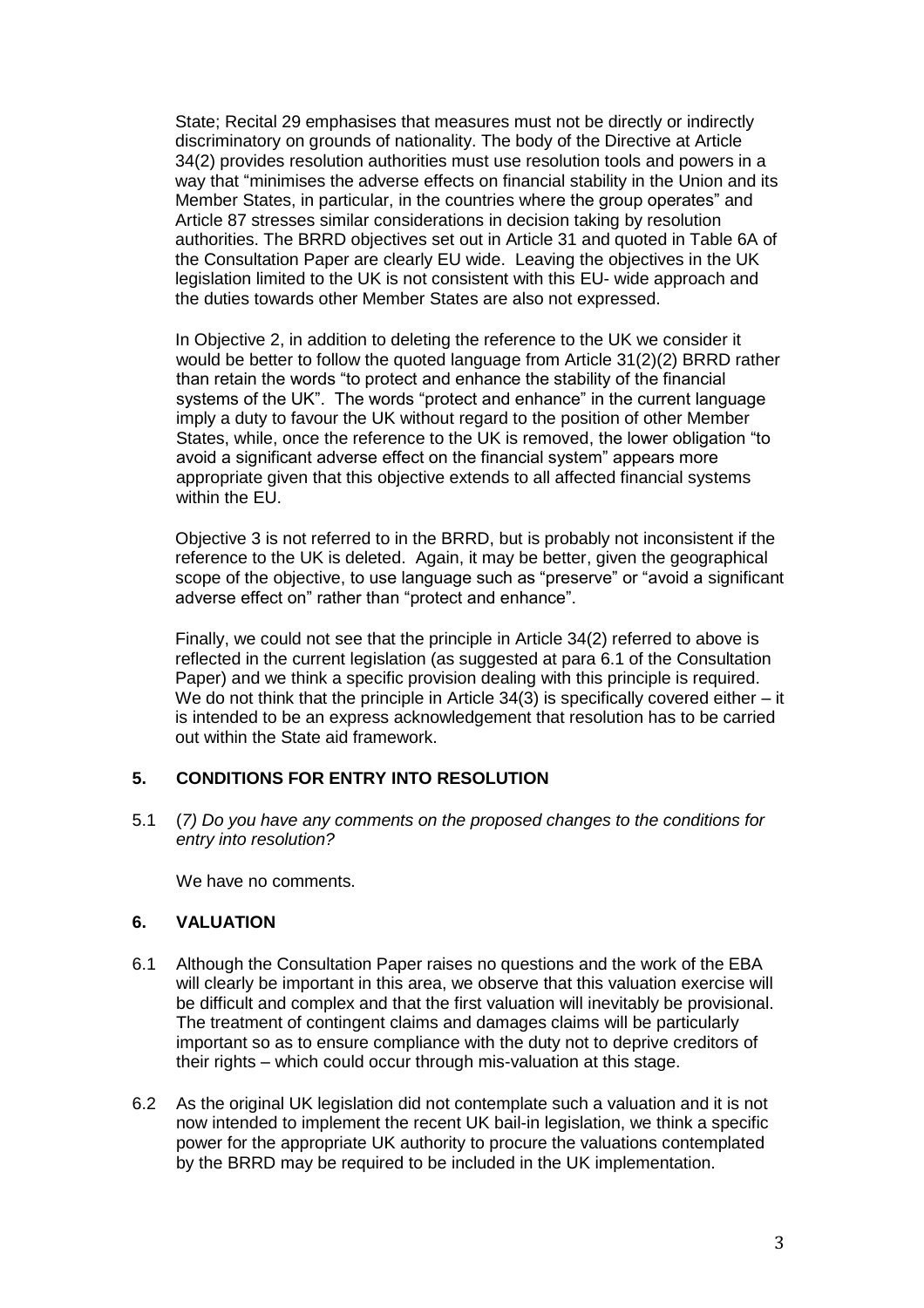State; Recital 29 emphasises that measures must not be directly or indirectly discriminatory on grounds of nationality. The body of the Directive at Article 34(2) provides resolution authorities must use resolution tools and powers in a way that "minimises the adverse effects on financial stability in the Union and its Member States, in particular, in the countries where the group operates" and Article 87 stresses similar considerations in decision taking by resolution authorities. The BRRD objectives set out in Article 31 and quoted in Table 6A of the Consultation Paper are clearly EU wide. Leaving the objectives in the UK legislation limited to the UK is not consistent with this EU- wide approach and the duties towards other Member States are also not expressed.

In Objective 2, in addition to deleting the reference to the UK we consider it would be better to follow the quoted language from Article 31(2)(2) BRRD rather than retain the words "to protect and enhance the stability of the financial systems of the UK". The words "protect and enhance" in the current language imply a duty to favour the UK without regard to the position of other Member States, while, once the reference to the UK is removed, the lower obligation "to avoid a significant adverse effect on the financial system" appears more appropriate given that this objective extends to all affected financial systems within the EU.

Objective 3 is not referred to in the BRRD, but is probably not inconsistent if the reference to the UK is deleted. Again, it may be better, given the geographical scope of the objective, to use language such as "preserve" or "avoid a significant adverse effect on" rather than "protect and enhance".

Finally, we could not see that the principle in Article 34(2) referred to above is reflected in the current legislation (as suggested at para 6.1 of the Consultation Paper) and we think a specific provision dealing with this principle is required. We do not think that the principle in Article 34(3) is specifically covered either – it is intended to be an express acknowledgement that resolution has to be carried out within the State aid framework.

## 5. CONDITIONS FOR ENTRY INTO RESOLUTION

5.1 (*7) Do you have any comments on the proposed changes to the conditions for entry into resolution?*

We have no comments.

## 6. VALUATION

6.1 Although the Consultation Paper raises no questions and the work of the EBA will clearly be important in this area, we observe that this valuation exercise will be difficult and complex and that the first valuation will inevitably be provisional. The treatment of contingent claims and damages claims will be particularly important so as to ensure compliance with the duty not to deprive creditors of their rights – which could occur through mis-valuation at this stage.

6.2 As the original UK legislation did not contemplate such a valuation and it is not now intended to implement the recent UK bail-in legislation, we think a specific power for the appropriate UK authority to procure the valuations contemplated by the BRRD may be required to be included in the UK implementation.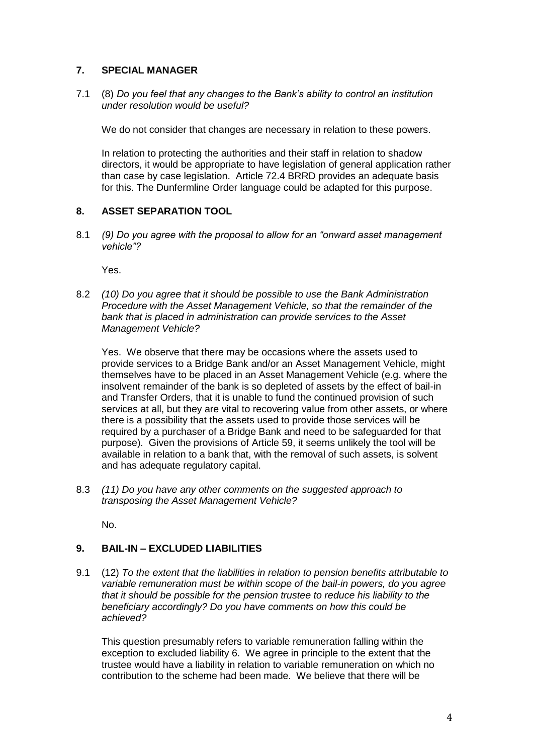## 7. SPECIAL MANAGER

7.1 (8) *Do you feel that any changes to the Bank's ability to control an institution under resolution would be useful?*

We do not consider that changes are necessary in relation to these powers.

In relation to protecting the authorities and their staff in relation to shadow directors, it would be appropriate to have legislation of general application rather than case by case legislation. Article 72.4 BRRD provides an adequate basis for this. The Dunfermline Order language could be adapted for this purpose.

## 8. ASSET SEPARATION TOOL

8.1 *(9) Do you agree with the proposal to allow for an "onward asset management vehicle"?*

Yes.

8.2 *(10) Do you agree that it should be possible to use the Bank Administration Procedure with the Asset Management Vehicle, so that the remainder of the bank that is placed in administration can provide services to the Asset Management Vehicle?*

Yes. We observe that there may be occasions where the assets used to provide services to a Bridge Bank and/or an Asset Management Vehicle, might themselves have to be placed in an Asset Management Vehicle (e.g. where the insolvent remainder of the bank is so depleted of assets by the effect of bail-in and Transfer Orders, that it is unable to fund the continued provision of such services at all, but they are vital to recovering value from other assets, or where there is a possibility that the assets used to provide those services will be required by a purchaser of a Bridge Bank and need to be safeguarded for that purpose). Given the provisions of Article 59, it seems unlikely the tool will be available in relation to a bank that, with the removal of such assets, is solvent and has adequate regulatory capital.

8.3 *(11) Do you have any other comments on the suggested approach to transposing the Asset Management Vehicle?*

No.

## 9. BAIL-IN – EXCLUDED LIABILITIES

9.1 (12) *To the extent that the liabilities in relation to pension benefits attributable to variable remuneration must be within scope of the bail-in powers, do you agree that it should be possible for the pension trustee to reduce his liability to the beneficiary accordingly? Do you have comments on how this could be achieved?*

This question presumably refers to variable remuneration falling within the exception to excluded liability 6. We agree in principle to the extent that the trustee would have a liability in relation to variable remuneration on which no contribution to the scheme had been made. We believe that there will be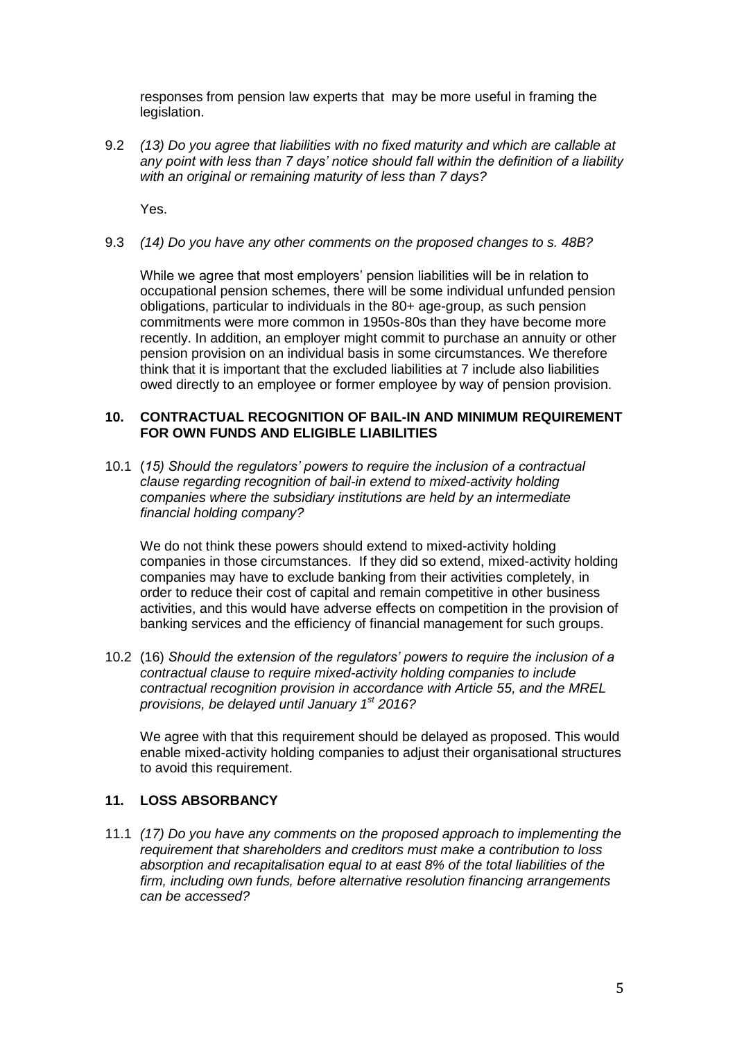responses from pension law experts that may be more useful in framing the legislation.

9.2 *(13) Do you agree that liabilities with no fixed maturity and which are callable at any point with less than 7 days' notice should fall within the definition of a liability with an original or remaining maturity of less than 7 days?*

Yes.

9.3 *(14) Do you have any other comments on the proposed changes to s. 48B?*

While we agree that most employers' pension liabilities will be in relation to occupational pension schemes, there will be some individual unfunded pension obligations, particular to individuals in the 80+ age-group, as such pension commitments were more common in 1950s-80s than they have become more recently. In addition, an employer might commit to purchase an annuity or other pension provision on an individual basis in some circumstances. We therefore think that it is important that the excluded liabilities at 7 include also liabilities owed directly to an employee or former employee by way of pension provision.

## 10. CONTRACTUAL RECOGNITION OF BAIL-IN AND MINIMUM REQUIREMENT FOR OWN FUNDS AND ELIGIBLE LIABILITIES

10.1 (*15) Should the regulators' powers to require the inclusion of a contractual clause regarding recognition of bail-in extend to mixed-activity holding companies where the subsidiary institutions are held by an intermediate financial holding company?*

We do not think these powers should extend to mixed-activity holding companies in those circumstances. If they did so extend, mixed-activity holding companies may have to exclude banking from their activities completely, in order to reduce their cost of capital and remain competitive in other business activities, and this would have adverse effects on competition in the provision of banking services and the efficiency of financial management for such groups.

10.2 (16) *Should the extension of the regulators' powers to require the inclusion of a contractual clause to require mixed-activity holding companies to include contractual recognition provision in accordance with Article 55, and the MREL provisions, be delayed until January 1st 2016?*

We agree with that this requirement should be delayed as proposed. This would enable mixed-activity holding companies to adjust their organisational structures to avoid this requirement.

## 11. LOSS ABSORBANCY

11.1 *(17) Do you have any comments on the proposed approach to implementing the requirement that shareholders and creditors must make a contribution to loss absorption and recapitalisation equal to at east 8% of the total liabilities of the firm, including own funds, before alternative resolution financing arrangements can be accessed?*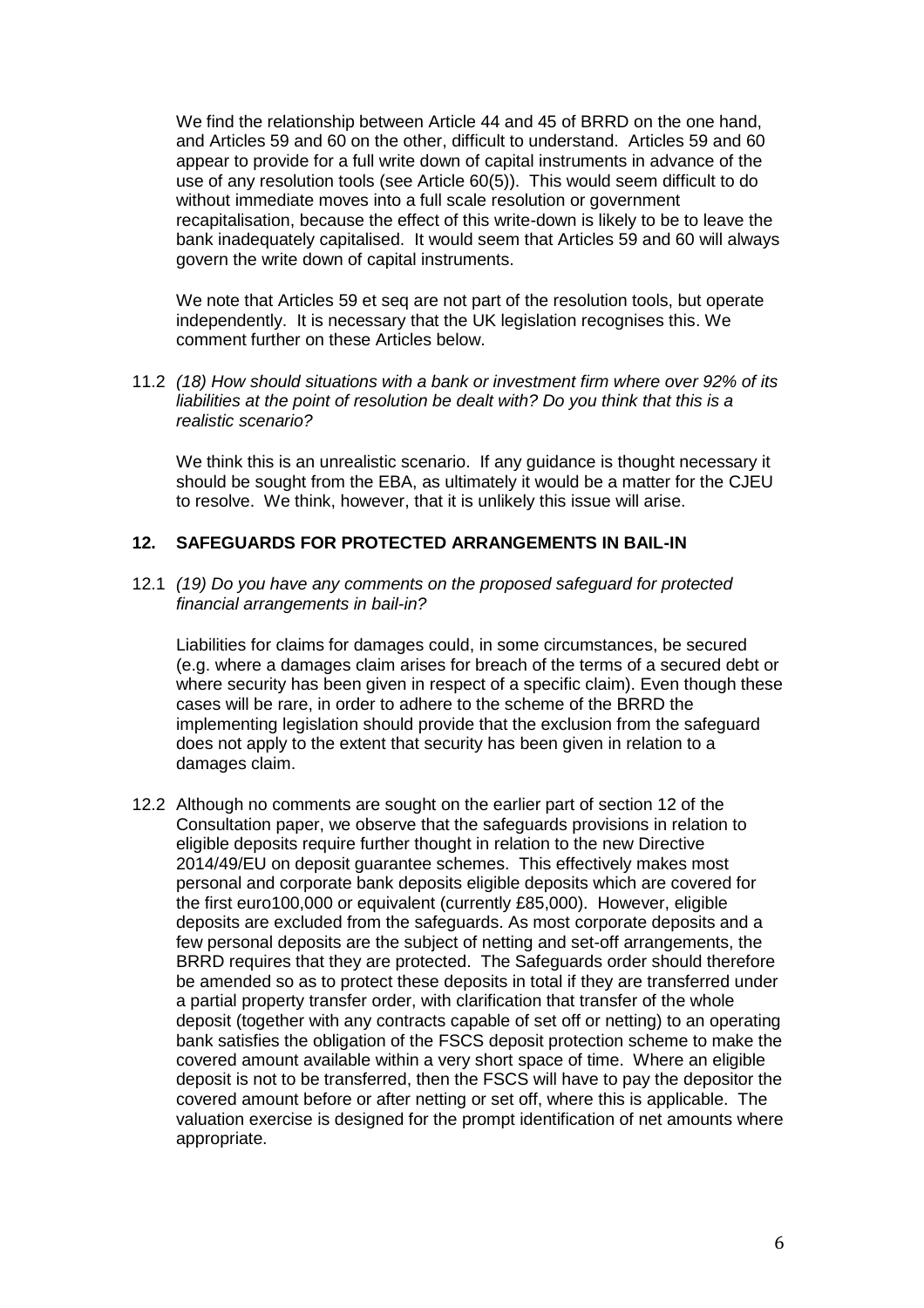We find the relationship between Article 44 and 45 of BRRD on the one hand, and Articles 59 and 60 on the other, difficult to understand. Articles 59 and 60 appear to provide for a full write down of capital instruments in advance of the use of any resolution tools (see Article 60(5)). This would seem difficult to do without immediate moves into a full scale resolution or government recapitalisation, because the effect of this write-down is likely to be to leave the bank inadequately capitalised. It would seem that Articles 59 and 60 will always govern the write down of capital instruments.

We note that Articles 59 et seq are not part of the resolution tools, but operate independently. It is necessary that the UK legislation recognises this. We comment further on these Articles below.

11.2 *(18) How should situations with a bank or investment firm where over 92% of its liabilities at the point of resolution be dealt with? Do you think that this is a realistic scenario?*

We think this is an unrealistic scenario. If any guidance is thought necessary it should be sought from the EBA, as ultimately it would be a matter for the CJEU to resolve. We think, however, that it is unlikely this issue will arise.

## 12. SAFEGUARDS FOR PROTECTED ARRANGEMENTS IN BAIL-IN

12.1 *(19) Do you have any comments on the proposed safeguard for protected financial arrangements in bail-in?*

Liabilities for claims for damages could, in some circumstances, be secured (e.g. where a damages claim arises for breach of the terms of a secured debt or where security has been given in respect of a specific claim). Even though these cases will be rare, in order to adhere to the scheme of the BRRD the implementing legislation should provide that the exclusion from the safeguard does not apply to the extent that security has been given in relation to a damages claim.

12.2 Although no comments are sought on the earlier part of section 12 of the Consultation paper, we observe that the safeguards provisions in relation to eligible deposits require further thought in relation to the new Directive 2014/49/EU on deposit guarantee schemes. This effectively makes most personal and corporate bank deposits eligible deposits which are covered for the first euro100,000 or equivalent (currently £85,000). However, eligible deposits are excluded from the safeguards. As most corporate deposits and a few personal deposits are the subject of netting and set-off arrangements, the BRRD requires that they are protected. The Safeguards order should therefore be amended so as to protect these deposits in total if they are transferred under a partial property transfer order, with clarification that transfer of the whole deposit (together with any contracts capable of set off or netting) to an operating bank satisfies the obligation of the FSCS deposit protection scheme to make the covered amount available within a very short space of time. Where an eligible deposit is not to be transferred, then the FSCS will have to pay the depositor the covered amount before or after netting or set off, where this is applicable. The valuation exercise is designed for the prompt identification of net amounts where appropriate.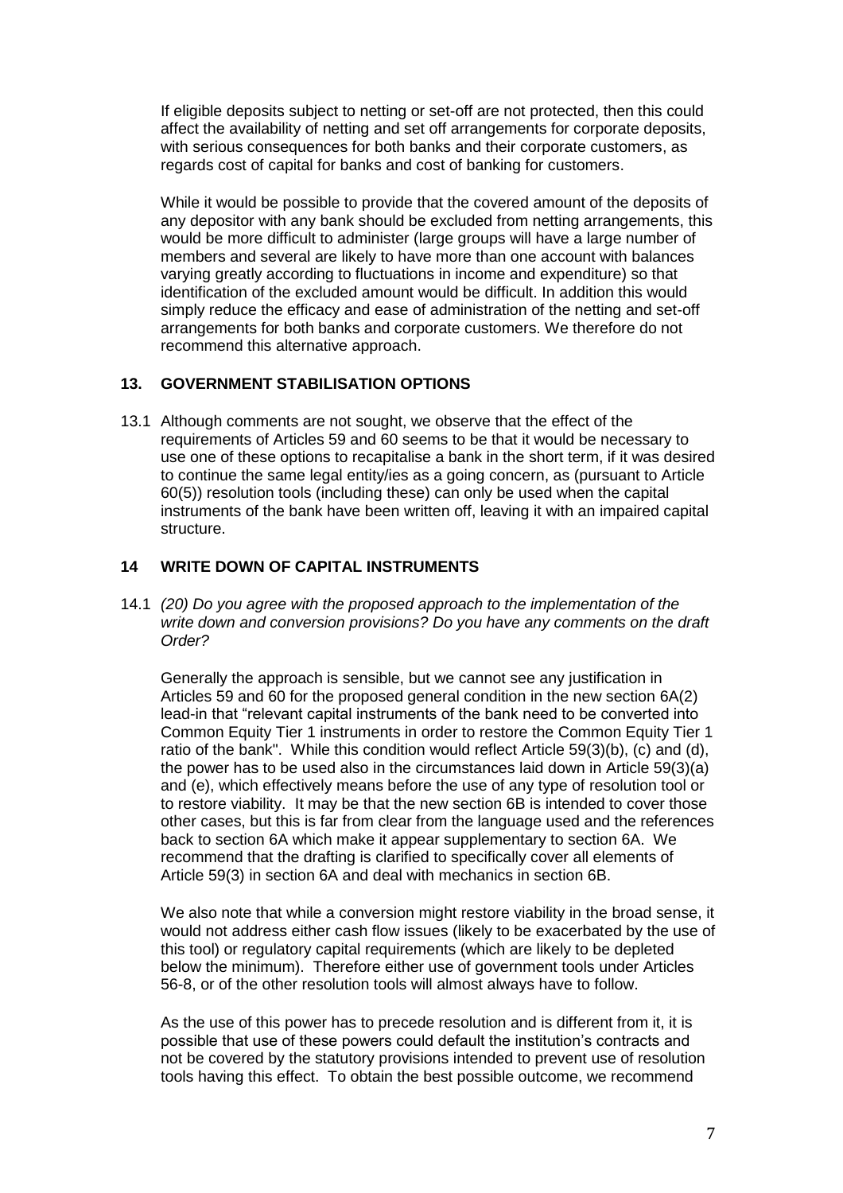If eligible deposits subject to netting or set-off are not protected, then this could affect the availability of netting and set off arrangements for corporate deposits, with serious consequences for both banks and their corporate customers, as regards cost of capital for banks and cost of banking for customers.

While it would be possible to provide that the covered amount of the deposits of any depositor with any bank should be excluded from netting arrangements, this would be more difficult to administer (large groups will have a large number of members and several are likely to have more than one account with balances varying greatly according to fluctuations in income and expenditure) so that identification of the excluded amount would be difficult. In addition this would simply reduce the efficacy and ease of administration of the netting and set-off arrangements for both banks and corporate customers. We therefore do not recommend this alternative approach.

## 13. GOVERNMENT STABILISATION OPTIONS

13.1 Although comments are not sought, we observe that the effect of the requirements of Articles 59 and 60 seems to be that it would be necessary to use one of these options to recapitalise a bank in the short term, if it was desired to continue the same legal entity/ies as a going concern, as (pursuant to Article 60(5)) resolution tools (including these) can only be used when the capital instruments of the bank have been written off, leaving it with an impaired capital structure.

## 14 WRITE DOWN OF CAPITAL INSTRUMENTS

14.1 *(20) Do you agree with the proposed approach to the implementation of the write down and conversion provisions? Do you have any comments on the draft Order?*

Generally the approach is sensible, but we cannot see any justification in Articles 59 and 60 for the proposed general condition in the new section 6A(2) lead-in that "relevant capital instruments of the bank need to be converted into Common Equity Tier 1 instruments in order to restore the Common Equity Tier 1 ratio of the bank". While this condition would reflect Article 59(3)(b), (c) and (d), the power has to be used also in the circumstances laid down in Article 59(3)(a) and (e), which effectively means before the use of any type of resolution tool or to restore viability. It may be that the new section 6B is intended to cover those other cases, but this is far from clear from the language used and the references back to section 6A which make it appear supplementary to section 6A. We recommend that the drafting is clarified to specifically cover all elements of Article 59(3) in section 6A and deal with mechanics in section 6B.

We also note that while a conversion might restore viability in the broad sense, it would not address either cash flow issues (likely to be exacerbated by the use of this tool) or regulatory capital requirements (which are likely to be depleted below the minimum). Therefore either use of government tools under Articles 56-8, or of the other resolution tools will almost always have to follow.

As the use of this power has to precede resolution and is different from it, it is possible that use of these powers could default the institution's contracts and not be covered by the statutory provisions intended to prevent use of resolution tools having this effect. To obtain the best possible outcome, we recommend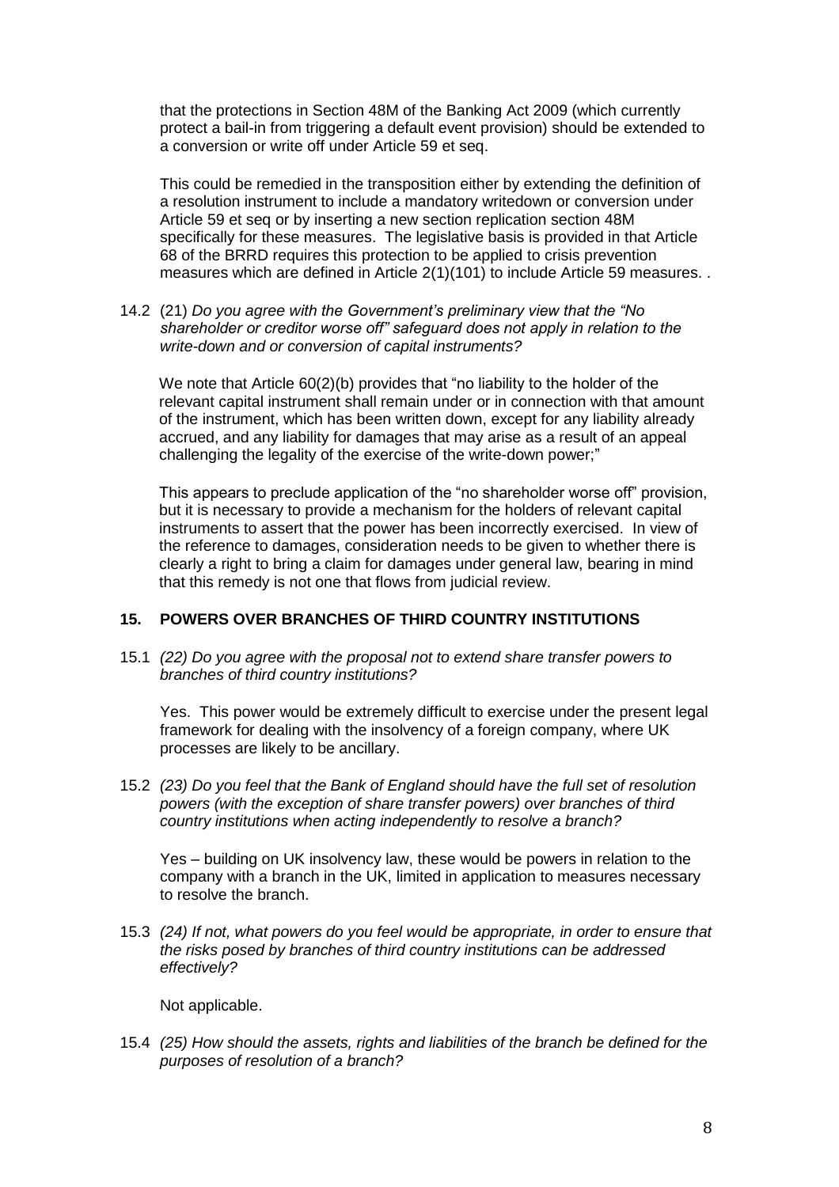that the protections in Section 48M of the Banking Act 2009 (which currently protect a bail-in from triggering a default event provision) should be extended to a conversion or write off under Article 59 et seq.

This could be remedied in the transposition either by extending the definition of a resolution instrument to include a mandatory writedown or conversion under Article 59 et seq or by inserting a new section replication section 48M specifically for these measures. The legislative basis is provided in that Article 68 of the BRRD requires this protection to be applied to crisis prevention measures which are defined in Article 2(1)(101) to include Article 59 measures. .

14.2 (21) *Do you agree with the Government's preliminary view that the "No shareholder or creditor worse off" safeguard does not apply in relation to the write-down and or conversion of capital instruments?*

We note that Article 60(2)(b) provides that "no liability to the holder of the relevant capital instrument shall remain under or in connection with that amount of the instrument, which has been written down, except for any liability already accrued, and any liability for damages that may arise as a result of an appeal challenging the legality of the exercise of the write-down power;"

This appears to preclude application of the "no shareholder worse off" provision, but it is necessary to provide a mechanism for the holders of relevant capital instruments to assert that the power has been incorrectly exercised. In view of the reference to damages, consideration needs to be given to whether there is clearly a right to bring a claim for damages under general law, bearing in mind that this remedy is not one that flows from judicial review.

## 15. POWERS OVER BRANCHES OF THIRD COUNTRY INSTITUTIONS

15.1 *(22) Do you agree with the proposal not to extend share transfer powers to branches of third country institutions?*

Yes. This power would be extremely difficult to exercise under the present legal framework for dealing with the insolvency of a foreign company, where UK processes are likely to be ancillary.

15.2 *(23) Do you feel that the Bank of England should have the full set of resolution powers (with the exception of share transfer powers) over branches of third country institutions when acting independently to resolve a branch?*

Yes – building on UK insolvency law, these would be powers in relation to the company with a branch in the UK, limited in application to measures necessary to resolve the branch.

15.3 *(24) If not, what powers do you feel would be appropriate, in order to ensure that the risks posed by branches of third country institutions can be addressed effectively?*

Not applicable.

15.4 *(25) How should the assets, rights and liabilities of the branch be defined for the purposes of resolution of a branch?*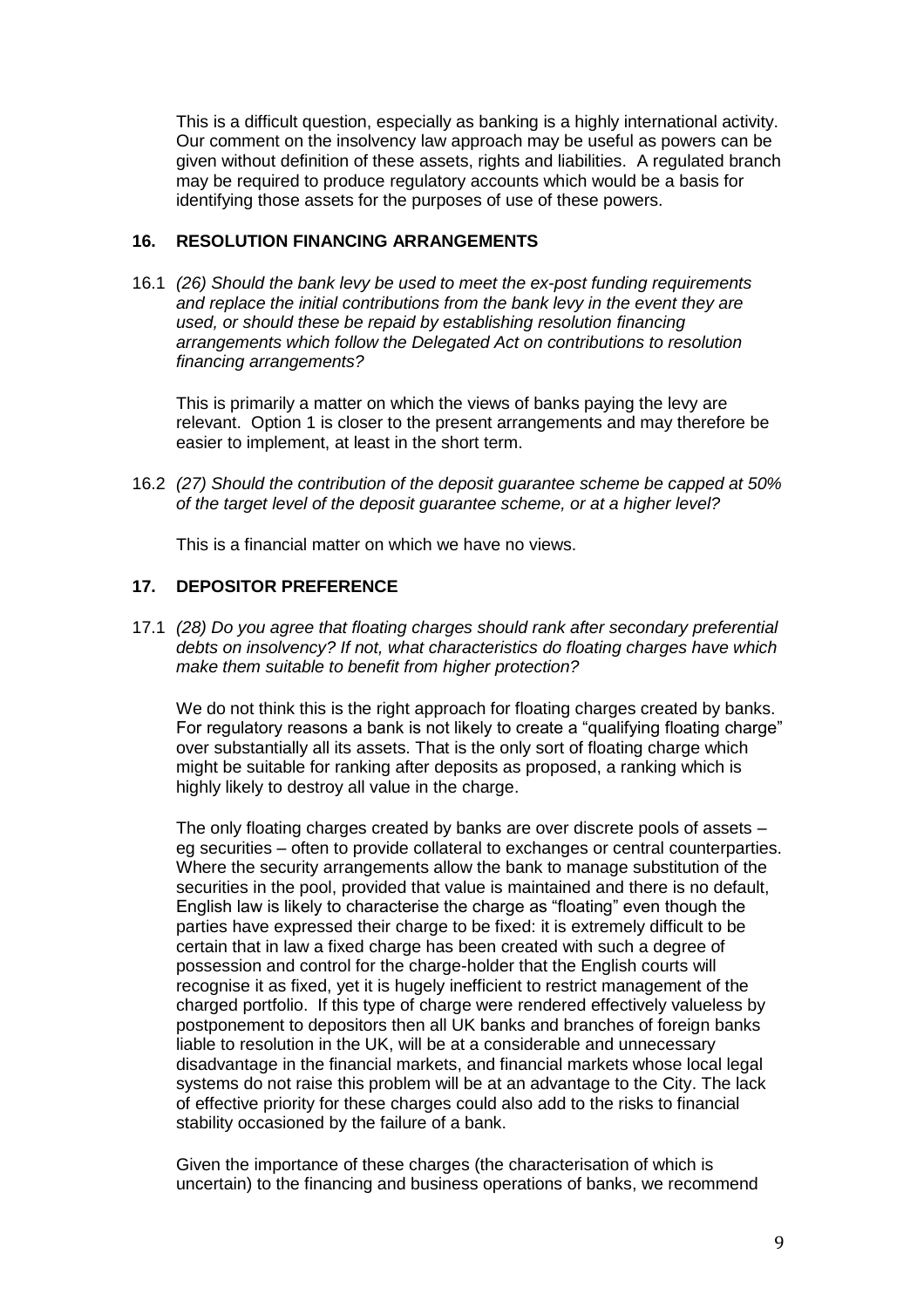This is a difficult question, especially as banking is a highly international activity. Our comment on the insolvency law approach may be useful as powers can be given without definition of these assets, rights and liabilities. A regulated branch may be required to produce regulatory accounts which would be a basis for identifying those assets for the purposes of use of these powers.

## 16. RESOLUTION FINANCING ARRANGEMENTS

16.1 *(26) Should the bank levy be used to meet the ex-post funding requirements and replace the initial contributions from the bank levy in the event they are used, or should these be repaid by establishing resolution financing arrangements which follow the Delegated Act on contributions to resolution financing arrangements?*

This is primarily a matter on which the views of banks paying the levy are relevant. Option 1 is closer to the present arrangements and may therefore be easier to implement, at least in the short term.

16.2 *(27) Should the contribution of the deposit guarantee scheme be capped at 50% of the target level of the deposit guarantee scheme, or at a higher level?*

This is a financial matter on which we have no views.

## 17. DEPOSITOR PREFERENCE

17.1 *(28) Do you agree that floating charges should rank after secondary preferential debts on insolvency? If not, what characteristics do floating charges have which make them suitable to benefit from higher protection?*

We do not think this is the right approach for floating charges created by banks. For regulatory reasons a bank is not likely to create a "qualifying floating charge" over substantially all its assets. That is the only sort of floating charge which might be suitable for ranking after deposits as proposed, a ranking which is highly likely to destroy all value in the charge.

The only floating charges created by banks are over discrete pools of assets – eg securities – often to provide collateral to exchanges or central counterparties. Where the security arrangements allow the bank to manage substitution of the securities in the pool, provided that value is maintained and there is no default, English law is likely to characterise the charge as "floating" even though the parties have expressed their charge to be fixed: it is extremely difficult to be certain that in law a fixed charge has been created with such a degree of possession and control for the charge-holder that the English courts will recognise it as fixed, yet it is hugely inefficient to restrict management of the charged portfolio. If this type of charge were rendered effectively valueless by postponement to depositors then all UK banks and branches of foreign banks liable to resolution in the UK, will be at a considerable and unnecessary disadvantage in the financial markets, and financial markets whose local legal systems do not raise this problem will be at an advantage to the City. The lack of effective priority for these charges could also add to the risks to financial stability occasioned by the failure of a bank.

Given the importance of these charges (the characterisation of which is uncertain) to the financing and business operations of banks, we recommend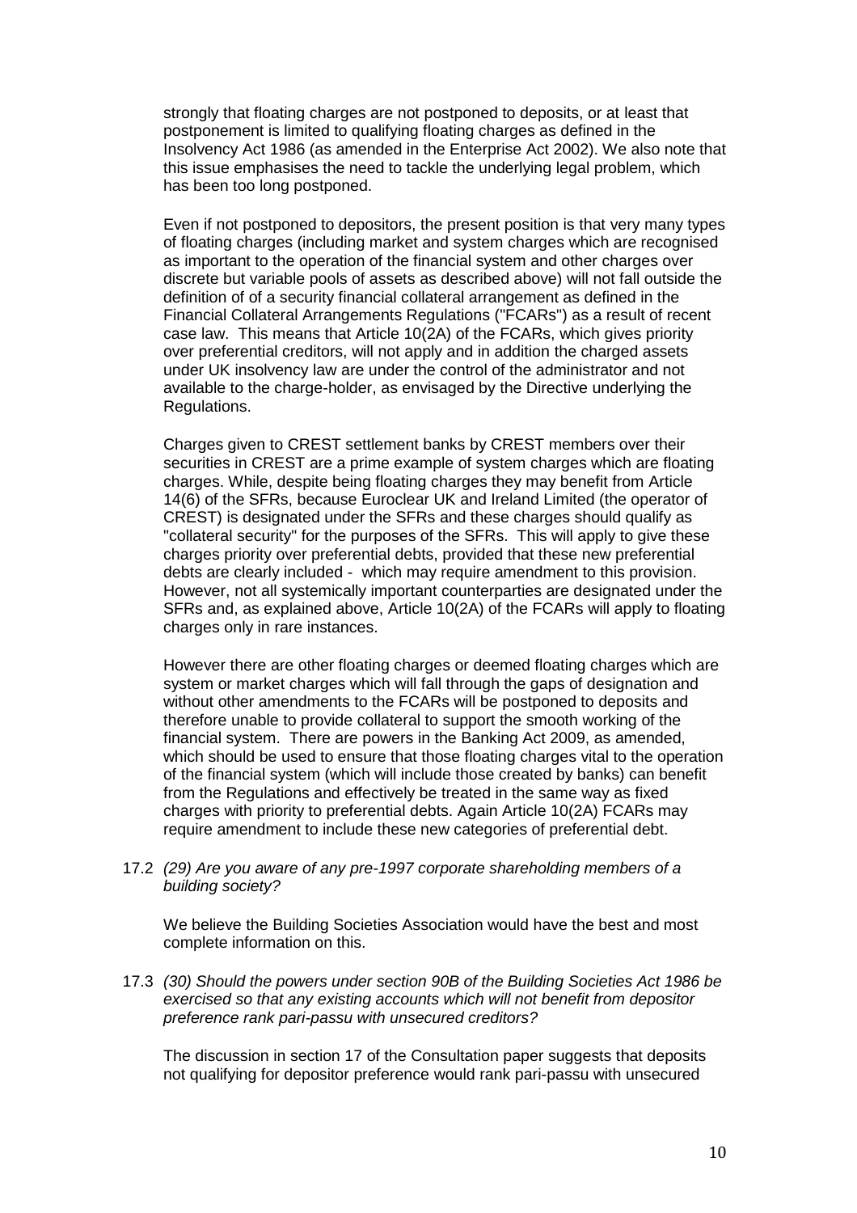strongly that floating charges are not postponed to deposits, or at least that postponement is limited to qualifying floating charges as defined in the Insolvency Act 1986 (as amended in the Enterprise Act 2002). We also note that this issue emphasises the need to tackle the underlying legal problem, which has been too long postponed.

Even if not postponed to depositors, the present position is that very many types of floating charges (including market and system charges which are recognised as important to the operation of the financial system and other charges over discrete but variable pools of assets as described above) will not fall outside the definition of of a security financial collateral arrangement as defined in the Financial Collateral Arrangements Regulations ("FCARs") as a result of recent case law. This means that Article 10(2A) of the FCARs, which gives priority over preferential creditors, will not apply and in addition the charged assets under UK insolvency law are under the control of the administrator and not available to the charge-holder, as envisaged by the Directive underlying the Regulations.

Charges given to CREST settlement banks by CREST members over their securities in CREST are a prime example of system charges which are floating charges. While, despite being floating charges they may benefit from Article 14(6) of the SFRs, because Euroclear UK and Ireland Limited (the operator of CREST) is designated under the SFRs and these charges should qualify as "collateral security" for the purposes of the SFRs. This will apply to give these charges priority over preferential debts, provided that these new preferential debts are clearly included - which may require amendment to this provision. However, not all systemically important counterparties are designated under the SFRs and, as explained above, Article 10(2A) of the FCARs will apply to floating charges only in rare instances.

However there are other floating charges or deemed floating charges which are system or market charges which will fall through the gaps of designation and without other amendments to the FCARs will be postponed to deposits and therefore unable to provide collateral to support the smooth working of the financial system. There are powers in the Banking Act 2009, as amended, which should be used to ensure that those floating charges vital to the operation of the financial system (which will include those created by banks) can benefit from the Regulations and effectively be treated in the same way as fixed charges with priority to preferential debts. Again Article 10(2A) FCARs may require amendment to include these new categories of preferential debt.

17.2 *(29) Are you aware of any pre-1997 corporate shareholding members of a building society?*

We believe the Building Societies Association would have the best and most complete information on this.

17.3 *(30) Should the powers under section 90B of the Building Societies Act 1986 be exercised so that any existing accounts which will not benefit from depositor preference rank pari-passu with unsecured creditors?*

The discussion in section 17 of the Consultation paper suggests that deposits not qualifying for depositor preference would rank pari-passu with unsecured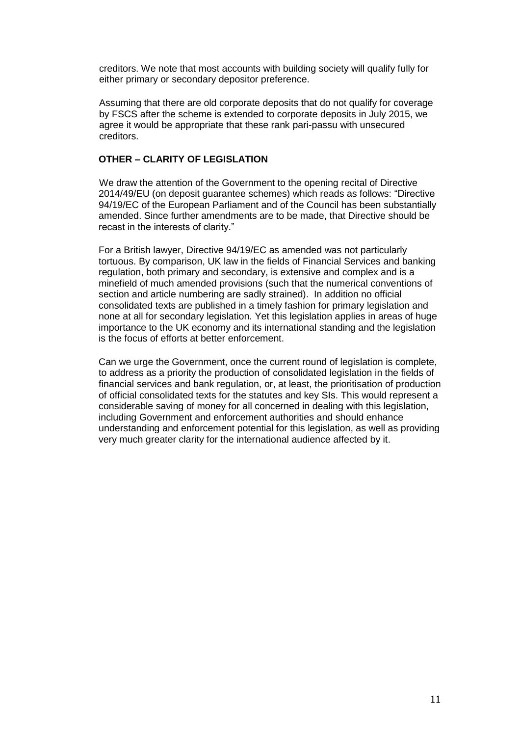creditors. We note that most accounts with building society will qualify fully for either primary or secondary depositor preference.

Assuming that there are old corporate deposits that do not qualify for coverage by FSCS after the scheme is extended to corporate deposits in July 2015, we agree it would be appropriate that these rank pari-passu with unsecured creditors.

**OTHER – CLARITY OF LEGISLATION**

We draw the attention of the Government to the opening recital of Directive 2014/49/EU (on deposit guarantee schemes) which reads as follows: "Directive 94/19/EC of the European Parliament and of the Council has been substantially amended. Since further amendments are to be made, that Directive should be recast in the interests of clarity."

For a British lawyer, Directive 94/19/EC as amended was not particularly tortuous. By comparison, UK law in the fields of Financial Services and banking regulation, both primary and secondary, is extensive and complex and is a minefield of much amended provisions (such that the numerical conventions of section and article numbering are sadly strained). In addition no official consolidated texts are published in a timely fashion for primary legislation and none at all for secondary legislation. Yet this legislation applies in areas of huge importance to the UK economy and its international standing and the legislation is the focus of efforts at better enforcement.

Can we urge the Government, once the current round of legislation is complete, to address as a priority the production of consolidated legislation in the fields of financial services and bank regulation, or, at least, the prioritisation of production of official consolidated texts for the statutes and key SIs. This would represent a considerable saving of money for all concerned in dealing with this legislation, including Government and enforcement authorities and should enhance understanding and enforcement potential for this legislation, as well as providing very much greater clarity for the international audience affected by it.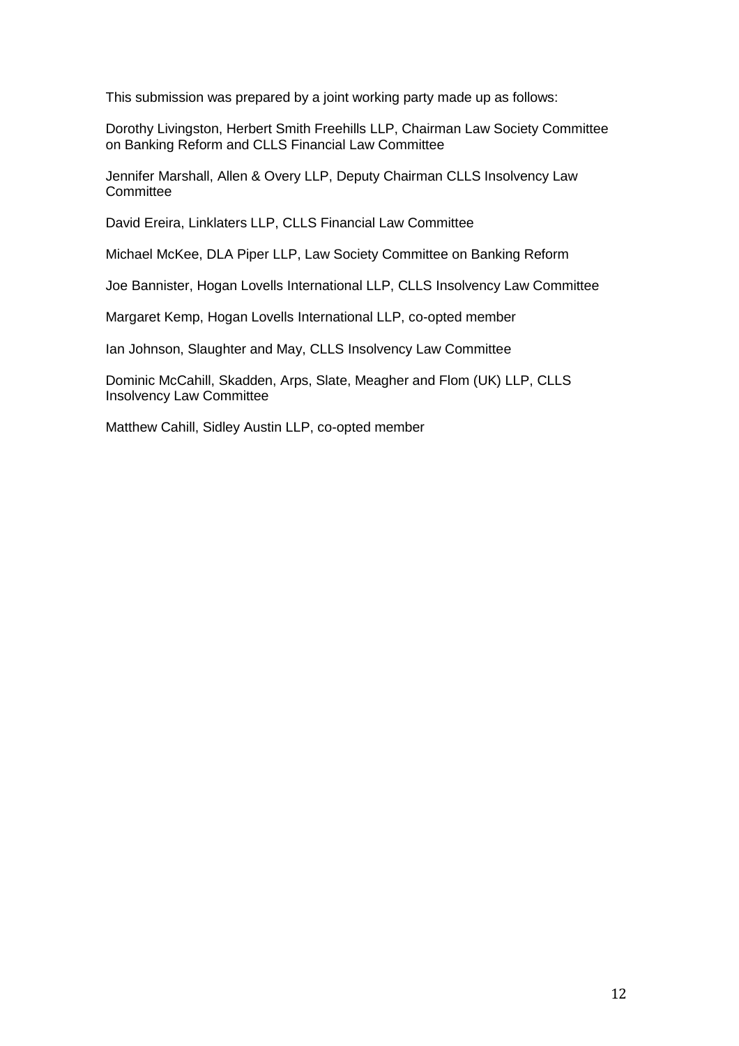This submission was prepared by a joint working party made up as follows:

Dorothy Livingston, Herbert Smith Freehills LLP, Chairman Law Society Committee on Banking Reform and CLLS Financial Law Committee

Jennifer Marshall, Allen & Overy LLP, Deputy Chairman CLLS Insolvency Law Committee

David Ereira, Linklaters LLP, CLLS Financial Law Committee

Michael McKee, DLA Piper LLP, Law Society Committee on Banking Reform

Joe Bannister, Hogan Lovells International LLP, CLLS Insolvency Law Committee

Margaret Kemp, Hogan Lovells International LLP, co-opted member

Ian Johnson, Slaughter and May, CLLS Insolvency Law Committee

Dominic McCahill, Skadden, Arps, Slate, Meagher and Flom (UK) LLP, CLLS Insolvency Law Committee

Matthew Cahill, Sidley Austin LLP, co-opted member